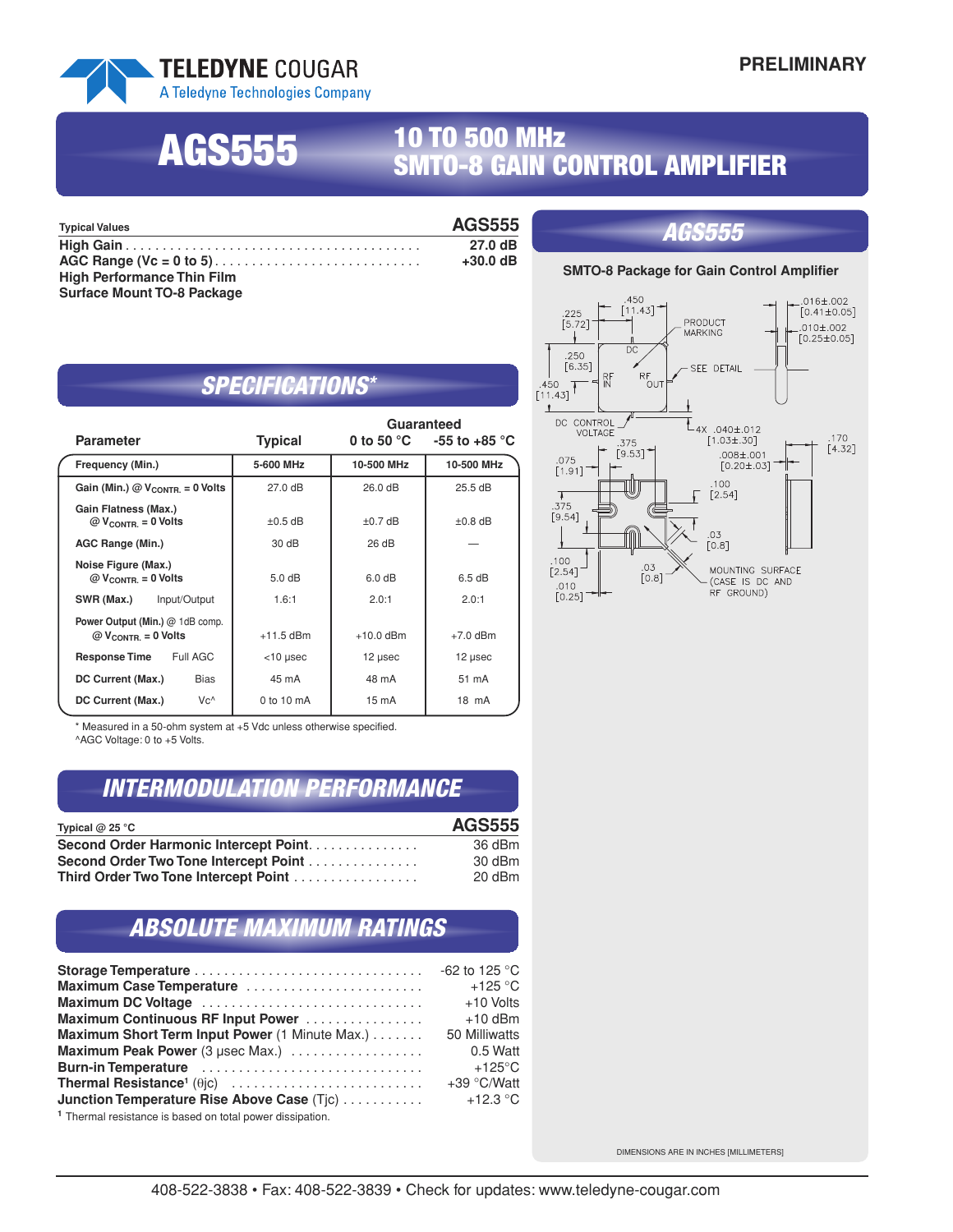TELEDYNE COUGAR
A Teledyne Technologies Company

PRELIMINARY

# AGS555

## 10 TO 500 MHz SMTO-8 GAIN CONTROL AMPLIFIER

| Typical Values | AGS555 |
|---|---|
| High Gain | 27.0 dB |
| AGC Range (Vc = 0 to 5) | +30.0 dB |
| High Performance Thin Film | |
| Surface Mount TO-8 Package | |

## SPECIFICATIONS*

| Parameter | | Typical | Guaranteed 0 to 50 °C | Guaranteed -55 to +85 °C |
|---|---|---|---|---|
| Frequency (Min.) | | 5-600 MHz | 10-500 MHz | 10-500 MHz |
| Gain (Min.) @ $V_{CONTR.}$ = 0 Volts | | 27.0 dB | 26.0 dB | 25.5 dB |
| Gain Flatness (Max.) @ $V_{CONTR.}$ = 0 Volts | | ±0.5 dB | ±0.7 dB | ±0.8 dB |
| AGC Range (Min.) | | 30 dB | 26 dB | — |
| Noise Figure (Max.) @ $V_{CONTR.}$ = 0 Volts | | 5.0 dB | 6.0 dB | 6.5 dB |
| SWR (Max.) | Input/Output | 1.6:1 | 2.0:1 | 2.0:1 |
| Power Output (Min.) @ 1dB comp. @ $V_{CONTR.}$ = 0 Volts | | +11.5 dBm | +10.0 dBm | +7.0 dBm |
| Response Time | Full AGC | <10 µsec | 12 µsec | 12 µsec |
| DC Current (Max.) | Bias | 45 mA | 48 mA | 51 mA |
| DC Current (Max.) | Vc^ | 0 to 10 mA | 15 mA | 18 mA |

\* Measured in a 50-ohm system at +5 Vdc unless otherwise specified.
^AGC Voltage: 0 to +5 Volts.

## INTERMODULATION PERFORMANCE

| Typical @ 25 °C | AGS555 |
|---|---|
| Second Order Harmonic Intercept Point | 36 dBm |
| Second Order Two Tone Intercept Point | 30 dBm |
| Third Order Two Tone Intercept Point | 20 dBm |

## ABSOLUTE MAXIMUM RATINGS

| Rating | Value |
|---|---|
| Storage Temperature | -62 to 125 °C |
| Maximum Case Temperature | +125 °C |
| Maximum DC Voltage | +10 Volts |
| Maximum Continuous RF Input Power | +10 dBm |
| Maximum Short Term Input Power (1 Minute Max.) | 50 Milliwatts |
| Maximum Peak Power (3 µsec Max.) | 0.5 Watt |
| Burn-in Temperature | +125°C |
| Thermal Resistance[1] (θjc) | +39 °C/Watt |
| Junction Temperature Rise Above Case (Tjc) | +12.3 °C |

[1] Thermal resistance is based on total power dissipation.

## AGS555

**SMTO-8 Package for Gain Control Amplifier**

.450 [11.43]; .225 [5.72]; .250 [6.35]; .450 [11.43]; PRODUCT MARKING; DC; RF IN; RF OUT; SEE DETAIL; .016±.002 [0.41±0.05]; .010±.002 [0.25±0.05]; DC CONTROL VOLTAGE; .375 [9.53]; 4X .040±.012 [1.03±.30]; .008±.001 [0.20±.03]; .170 [4.32]; .075 [1.91]; .100 [2.54]; .375 [9.54]; .03 [0.8]; .100 [2.54]; .010 [0.25]; .03 [0.8]; MOUNTING SURFACE (CASE IS DC AND RF GROUND)

DIMENSIONS ARE IN INCHES [MILLIMETERS]

408-522-3838 • Fax: 408-522-3839 • Check for updates: www.teledyne-cougar.com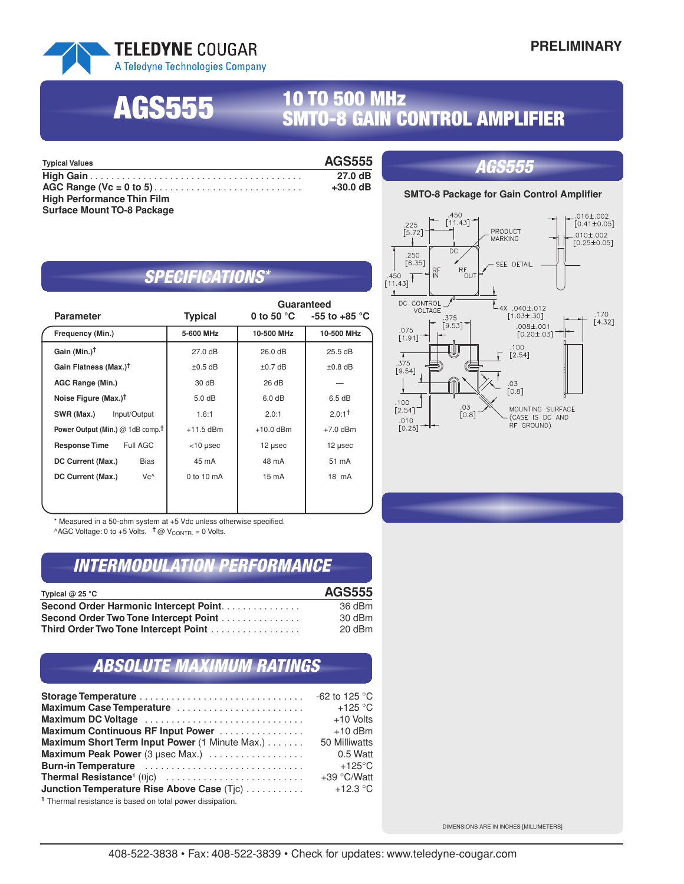PRELIMINARY

# AGS555

## 10 TO 500 MHz SMTO-8 GAIN CONTROL AMPLIFIER

| Typical Values | AGS555 |
|---|---|
| **High Gain** | **27.0 dB** |
| **AGC Range (Vc = 0 to 5)** | **+30.0 dB** |
| **High Performance Thin Film** | |
| **Surface Mount TO-8 Package** | |

## SPECIFICATIONS*

| Parameter | | Typical | Guaranteed 0 to 50 °C | Guaranteed -55 to +85 °C |
|---|---|---|---|---|
| Frequency (Min.) | | 5-600 MHz | 10-500 MHz | 10-500 MHz |
| Gain (Min.)† | | 27.0 dB | 26.0 dB | 25.5 dB |
| Gain Flatness (Max.)† | | ±0.5 dB | ±0.7 dB | ±0.8 dB |
| AGC Range (Min.) | | 30 dB | 26 dB | — |
| Noise Figure (Max.)† | | 5.0 dB | 6.0 dB | 6.5 dB |
| SWR (Max.) | Input/Output | 1.6:1 | 2.0:1 | 2.0:1† |
| Power Output (Min.) @ 1dB comp.† | | +11.5 dBm | +10.0 dBm | +7.0 dBm |
| Response Time | Full AGC | <10 µsec | 12 µsec | 12 µsec |
| DC Current (Max.) | Bias | 45 mA | 48 mA | 51 mA |
| DC Current (Max.) | Vc^ | 0 to 10 mA | 15 mA | 18 mA |

\* Measured in a 50-ohm system at +5 Vdc unless otherwise specified.
^AGC Voltage: 0 to +5 Volts. † @ $V_{CONTR.}$ = 0 Volts.

## INTERMODULATION PERFORMANCE

| Typical @ 25 °C | AGS555 |
|---|---|
| **Second Order Harmonic Intercept Point** | 36 dBm |
| **Second Order Two Tone Intercept Point** | 30 dBm |
| **Third Order Two Tone Intercept Point** | 20 dBm |

## ABSOLUTE MAXIMUM RATINGS

| | |
|---|---|
| **Storage Temperature** | -62 to 125 °C |
| **Maximum Case Temperature** | +125 °C |
| **Maximum DC Voltage** | +10 Volts |
| **Maximum Continuous RF Input Power** | +10 dBm |
| **Maximum Short Term Input Power** (1 Minute Max.) | 50 Milliwatts |
| **Maximum Peak Power** (3 µsec Max.) | 0.5 Watt |
| **Burn-in Temperature** | +125°C |
| **Thermal Resistance**[1] (θjc) | +39 °C/Watt |
| **Junction Temperature Rise Above Case** (Tjc) | +12.3 °C |

[1] Thermal resistance is based on total power dissipation.

## AGS555

**SMTO-8 Package for Gain Control Amplifier**

.450 [11.43]
.225 [5.72]
.250 [6.35]
.450 [11.43]
PRODUCT MARKING
DC
RF IN
RF OUT
SEE DETAIL
.016±.002 [0.41±0.05]
.010±.002 [0.25±0.05]
DC CONTROL VOLTAGE
4X .040±.012 [1.03±.30]
.375 [9.53]
.075 [1.91]
.008±.001 [0.20±.03]
.170 [4.32]
.100 [2.54]
.375 [9.54]
.03 [0.8]
.100 [2.54]
.010 [0.25]
.03 [0.8]
MOUNTING SURFACE (CASE IS DC AND RF GROUND)

DIMENSIONS ARE IN INCHES [MILLIMETERS]

408-522-3838 • Fax: 408-522-3839 • Check for updates: www.teledyne-cougar.com